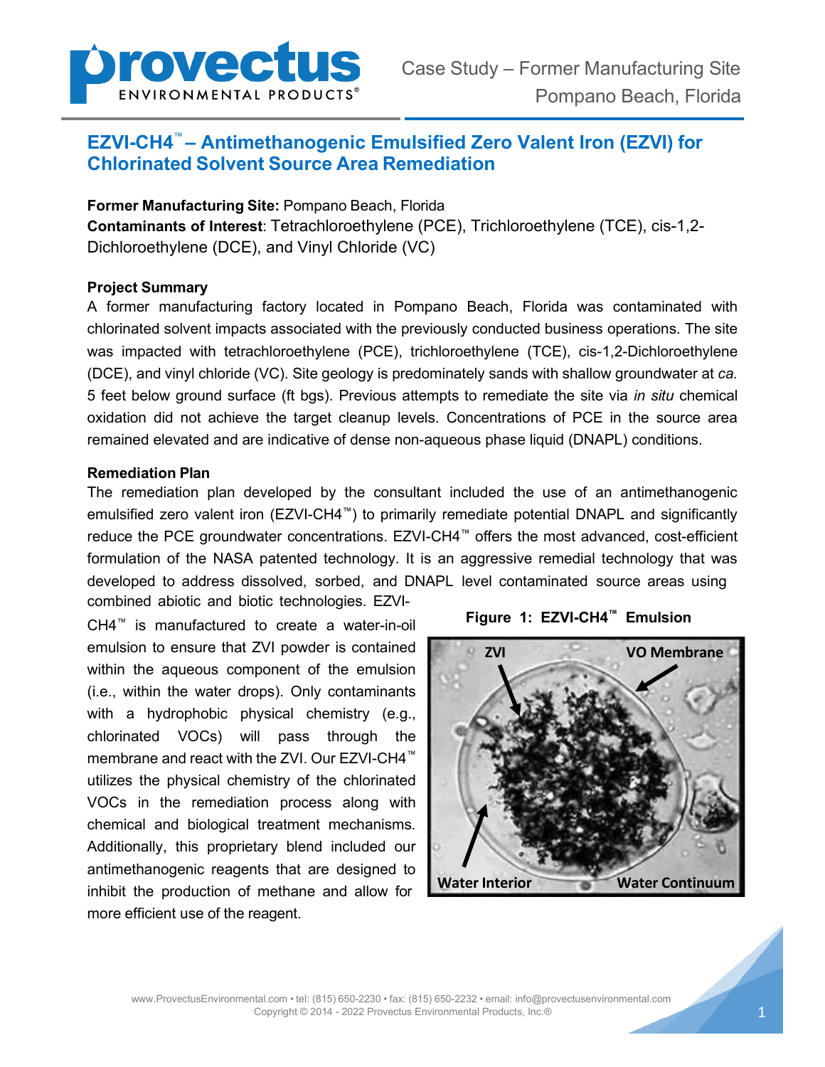# EZVI-CH4™ – Antimethanogenic Emulsified Zero Valent Iron (EZVI) for Chlorinated Solvent Source Area Remediation

**Former Manufacturing Site:** Pompano Beach, Florida
**Contaminants of Interest**: Tetrachloroethylene (PCE), Trichloroethylene (TCE), cis-1,2-Dichloroethylene (DCE), and Vinyl Chloride (VC)

## Project Summary

A former manufacturing factory located in Pompano Beach, Florida was contaminated with chlorinated solvent impacts associated with the previously conducted business operations. The site was impacted with tetrachloroethylene (PCE), trichloroethylene (TCE), cis-1,2-Dichloroethylene (DCE), and vinyl chloride (VC). Site geology is predominately sands with shallow groundwater at *ca.* 5 feet below ground surface (ft bgs). Previous attempts to remediate the site via *in situ* chemical oxidation did not achieve the target cleanup levels. Concentrations of PCE in the source area remained elevated and are indicative of dense non-aqueous phase liquid (DNAPL) conditions.

## Remediation Plan

The remediation plan developed by the consultant included the use of an antimethanogenic emulsified zero valent iron (EZVI-CH4™) to primarily remediate potential DNAPL and significantly reduce the PCE groundwater concentrations. EZVI-CH4™ offers the most advanced, cost-efficient formulation of the NASA patented technology. It is an aggressive remedial technology that was developed to address dissolved, sorbed, and DNAPL level contaminated source areas using combined abiotic and biotic technologies. EZVI-CH4™ is manufactured to create a water-in-oil emulsion to ensure that ZVI powder is contained within the aqueous component of the emulsion (i.e., within the water drops). Only contaminants with a hydrophobic physical chemistry (e.g., chlorinated VOCs) will pass through the membrane and react with the ZVI. Our EZVI-CH4™ utilizes the physical chemistry of the chlorinated VOCs in the remediation process along with chemical and biological treatment mechanisms. Additionally, this proprietary blend included our antimethanogenic reagents that are designed to inhibit the production of methane and allow for more efficient use of the reagent.

**Figure 1: EZVI-CH4™ Emulsion**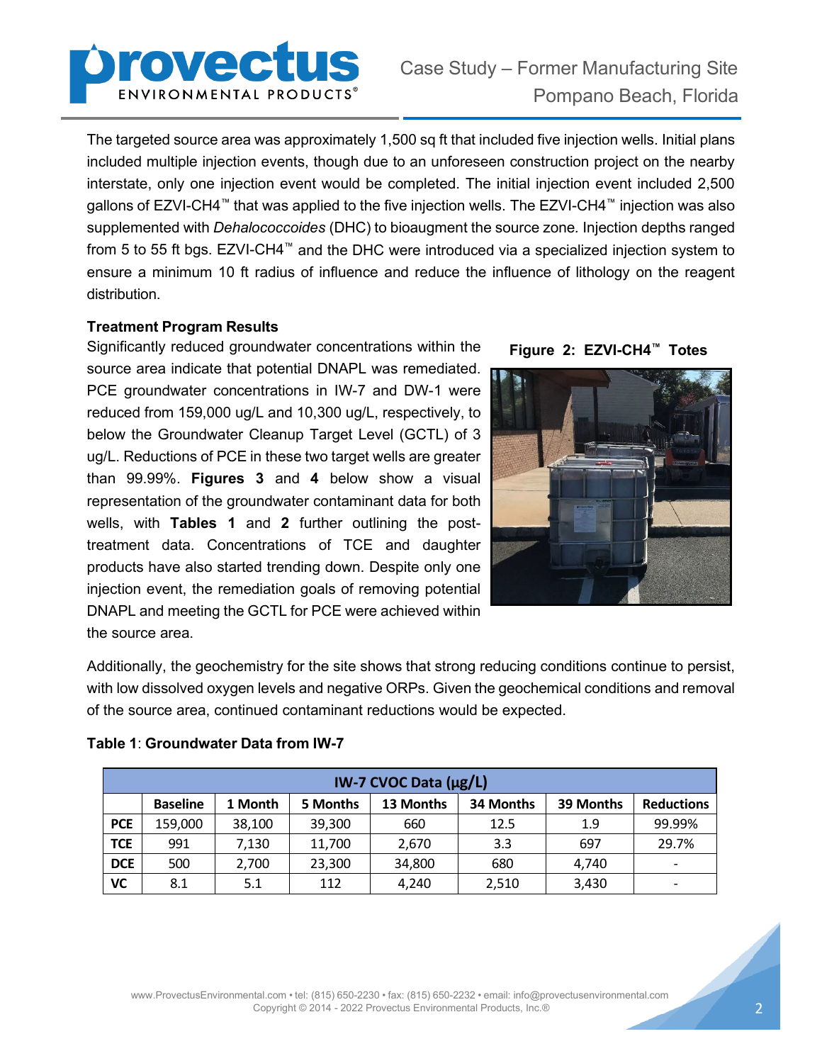The targeted source area was approximately 1,500 sq ft that included five injection wells. Initial plans included multiple injection events, though due to an unforeseen construction project on the nearby interstate, only one injection event would be completed. The initial injection event included 2,500 gallons of EZVI-CH4™ that was applied to the five injection wells. The EZVI-CH4™ injection was also supplemented with *Dehalococcoides* (DHC) to bioaugment the source zone. Injection depths ranged from 5 to 55 ft bgs. EZVI-CH4™ and the DHC were introduced via a specialized injection system to ensure a minimum 10 ft radius of influence and reduce the influence of lithology on the reagent distribution.

**Treatment Program Results**

Significantly reduced groundwater concentrations within the source area indicate that potential DNAPL was remediated. PCE groundwater concentrations in IW-7 and DW-1 were reduced from 159,000 ug/L and 10,300 ug/L, respectively, to below the Groundwater Cleanup Target Level (GCTL) of 3 ug/L. Reductions of PCE in these two target wells are greater than 99.99%. **Figures 3** and **4** below show a visual representation of the groundwater contaminant data for both wells, with **Tables 1** and **2** further outlining the post-treatment data. Concentrations of TCE and daughter products have also started trending down. Despite only one injection event, the remediation goals of removing potential DNAPL and meeting the GCTL for PCE were achieved within the source area.

**Figure 2: EZVI-CH4™ Totes**

Additionally, the geochemistry for the site shows that strong reducing conditions continue to persist, with low dissolved oxygen levels and negative ORPs. Given the geochemical conditions and removal of the source area, continued contaminant reductions would be expected.

**Table 1**: **Groundwater Data from IW-7**

| IW-7 CVOC Data (μg/L) | | | | | | | |
|---|---|---|---|---|---|---|---|
| | **Baseline** | **1 Month** | **5 Months** | **13 Months** | **34 Months** | **39 Months** | **Reductions** |
| **PCE** | 159,000 | 38,100 | 39,300 | 660 | 12.5 | 1.9 | 99.99% |
| **TCE** | 991 | 7,130 | 11,700 | 2,670 | 3.3 | 697 | 29.7% |
| **DCE** | 500 | 2,700 | 23,300 | 34,800 | 680 | 4,740 | - |
| **VC** | 8.1 | 5.1 | 112 | 4,240 | 2,510 | 3,430 | - |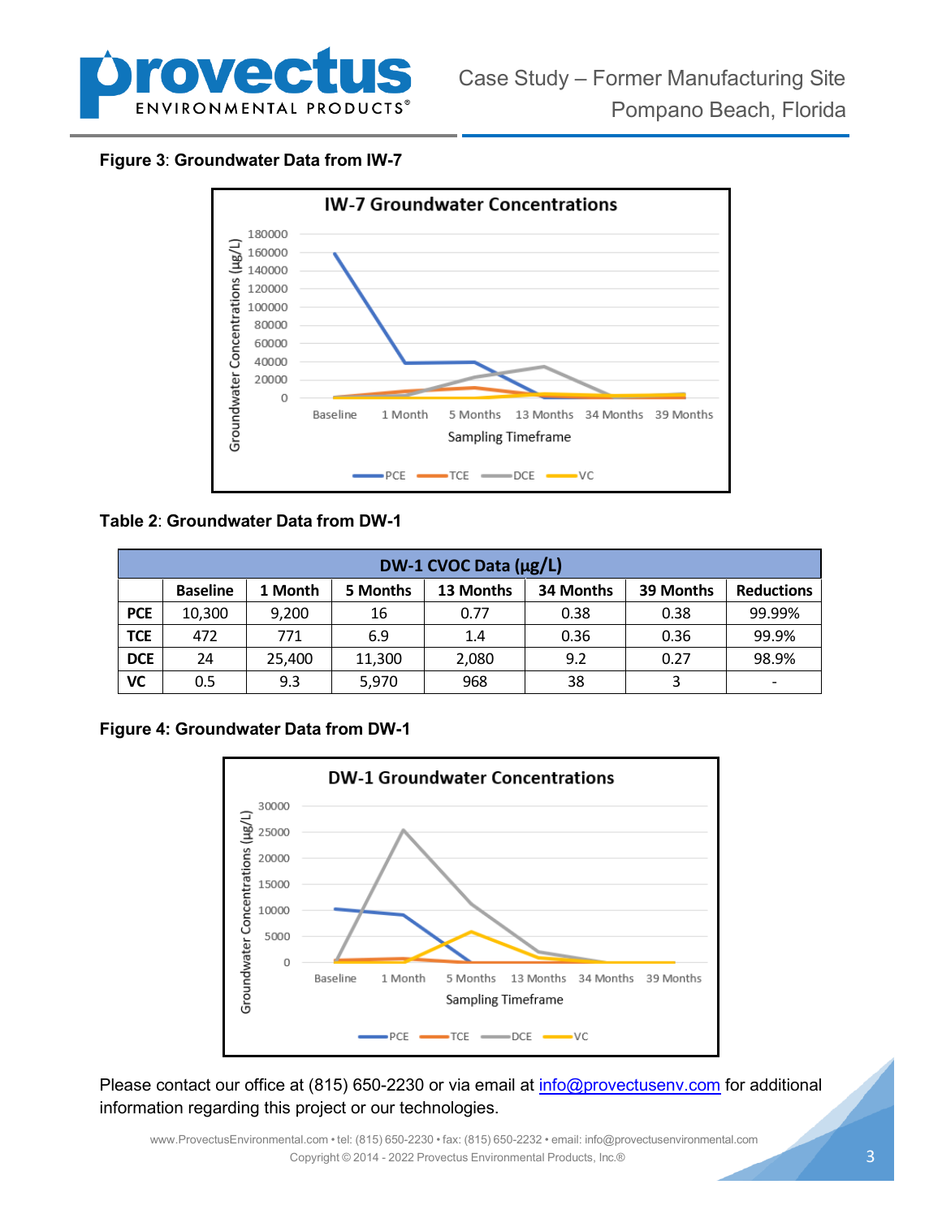**Figure 3**: **Groundwater Data from IW-7**

IW-7 Groundwater Concentrations

Groundwater Concentrations (µg/L)

180000
160000
140000
120000
100000
80000
60000
40000
20000
0

Baseline
1 Month
5 Months
13 Months
34 Months
39 Months

Sampling Timeframe

PCE
TCE
DCE
VC

**Table 2**: **Groundwater Data from DW-1**

| DW-1 CVOC Data (µg/L) | | | | | | | |
|---|---|---|---|---|---|---|---|
| | **Baseline** | **1 Month** | **5 Months** | **13 Months** | **34 Months** | **39 Months** | **Reductions** |
| **PCE** | 10,300 | 9,200 | 16 | 0.77 | 0.38 | 0.38 | 99.99% |
| **TCE** | 472 | 771 | 6.9 | 1.4 | 0.36 | 0.36 | 99.9% |
| **DCE** | 24 | 25,400 | 11,300 | 2,080 | 9.2 | 0.27 | 98.9% |
| **VC** | 0.5 | 9.3 | 5,970 | 968 | 38 | 3 | - |

**Figure 4: Groundwater Data from DW-1**

DW-1 Groundwater Concentrations

Groundwater Concentrations (µg/L)

30000
25000
20000
15000
10000
5000
0

Baseline
1 Month
5 Months
13 Months
34 Months
39 Months

Sampling Timeframe

PCE
TCE
DCE
VC

Please contact our office at (815) 650-2230 or via email at info@provectusenv.com for additional information regarding this project or our technologies.